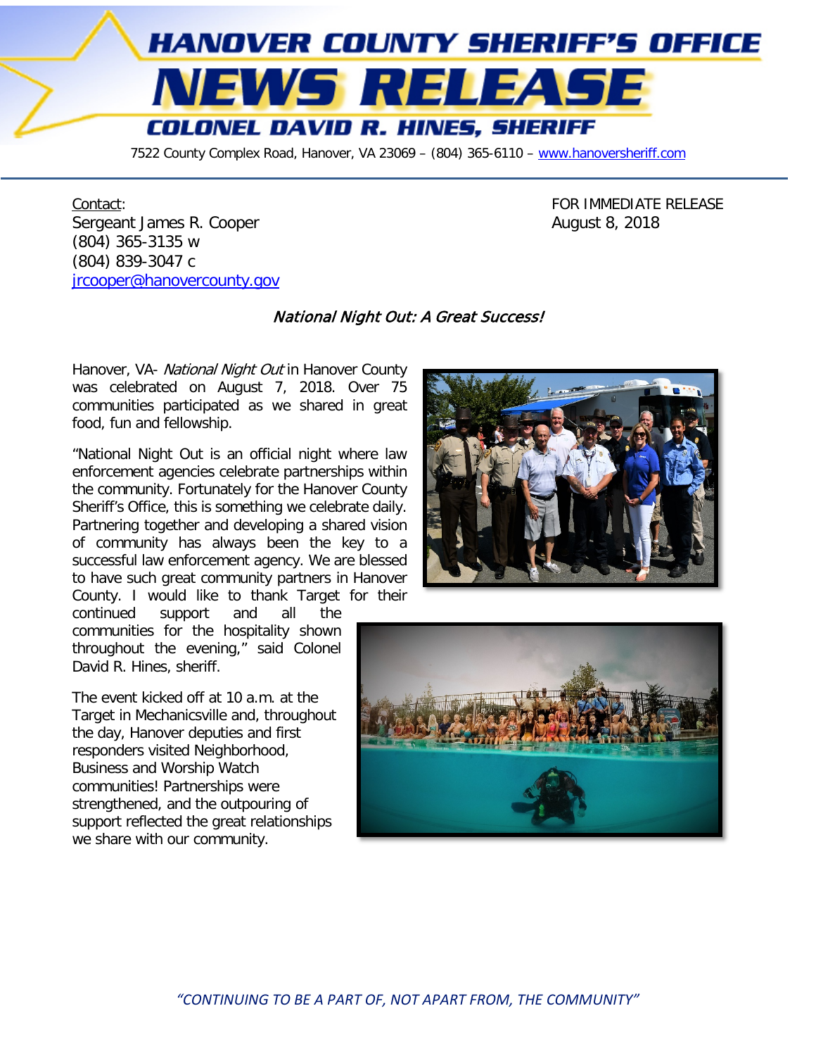# HANOVER COUNTY SHERIFF'S OFFICE

# NEWS RELEASE

## COLONEL DAVID R. HINES, SHERIFF

7522 County Complex Road, Hanover, VA 23069 – (804) 365-6110 – www.hanoversheriff.com

Contact:
Sergeant James R. Cooper
(804) 365-3135 w
(804) 839-3047 c
jrcooper@hanovercounty.gov

FOR IMMEDIATE RELEASE
August 8, 2018

### *National Night Out: A Great Success!*

Hanover, VA- *National Night Out* in Hanover County was celebrated on August 7, 2018. Over 75 communities participated as we shared in great food, fun and fellowship.

"National Night Out is an official night where law enforcement agencies celebrate partnerships within the community. Fortunately for the Hanover County Sheriff's Office, this is something we celebrate daily. Partnering together and developing a shared vision of community has always been the key to a successful law enforcement agency. We are blessed to have such great community partners in Hanover County. I would like to thank Target for their continued support and all the communities for the hospitality shown throughout the evening," said Colonel David R. Hines, sheriff.

The event kicked off at 10 a.m. at the Target in Mechanicsville and, throughout the day, Hanover deputies and first responders visited Neighborhood, Business and Worship Watch communities! Partnerships were strengthened, and the outpouring of support reflected the great relationships we share with our community.

*"CONTINUING TO BE A PART OF, NOT APART FROM, THE COMMUNITY"*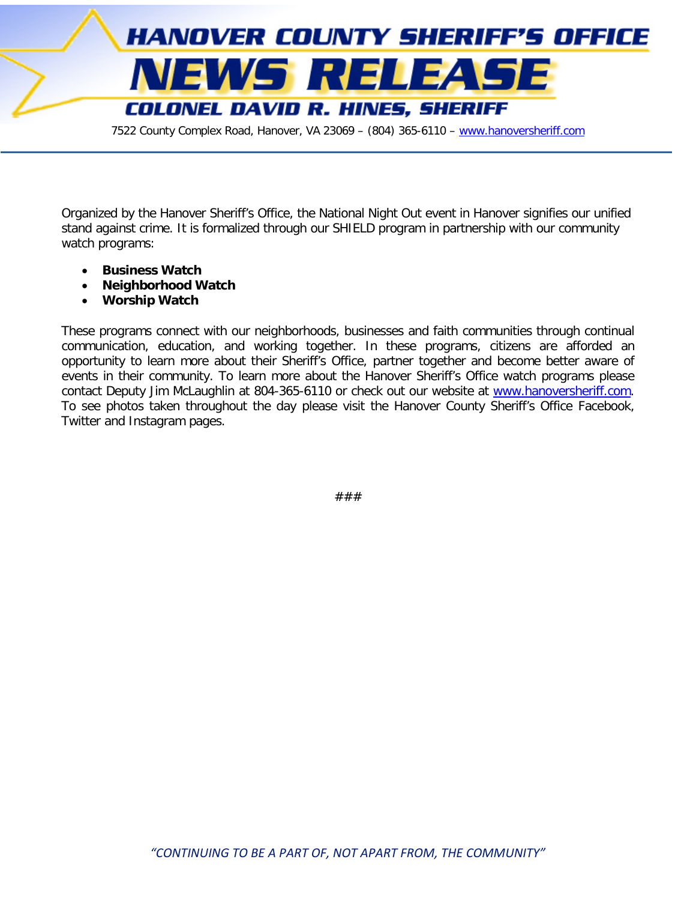Organized by the Hanover Sheriff's Office, the National Night Out event in Hanover signifies our unified stand against crime. It is formalized through our SHIELD program in partnership with our community watch programs:

- **Business Watch**
- **Neighborhood Watch**
- **Worship Watch**

These programs connect with our neighborhoods, businesses and faith communities through continual communication, education, and working together. In these programs, citizens are afforded an opportunity to learn more about their Sheriff's Office, partner together and become better aware of events in their community. To learn more about the Hanover Sheriff's Office watch programs please contact Deputy Jim McLaughlin at 804-365-6110 or check out our website at www.hanoversheriff.com. To see photos taken throughout the day please visit the Hanover County Sheriff's Office Facebook, Twitter and Instagram pages.

###